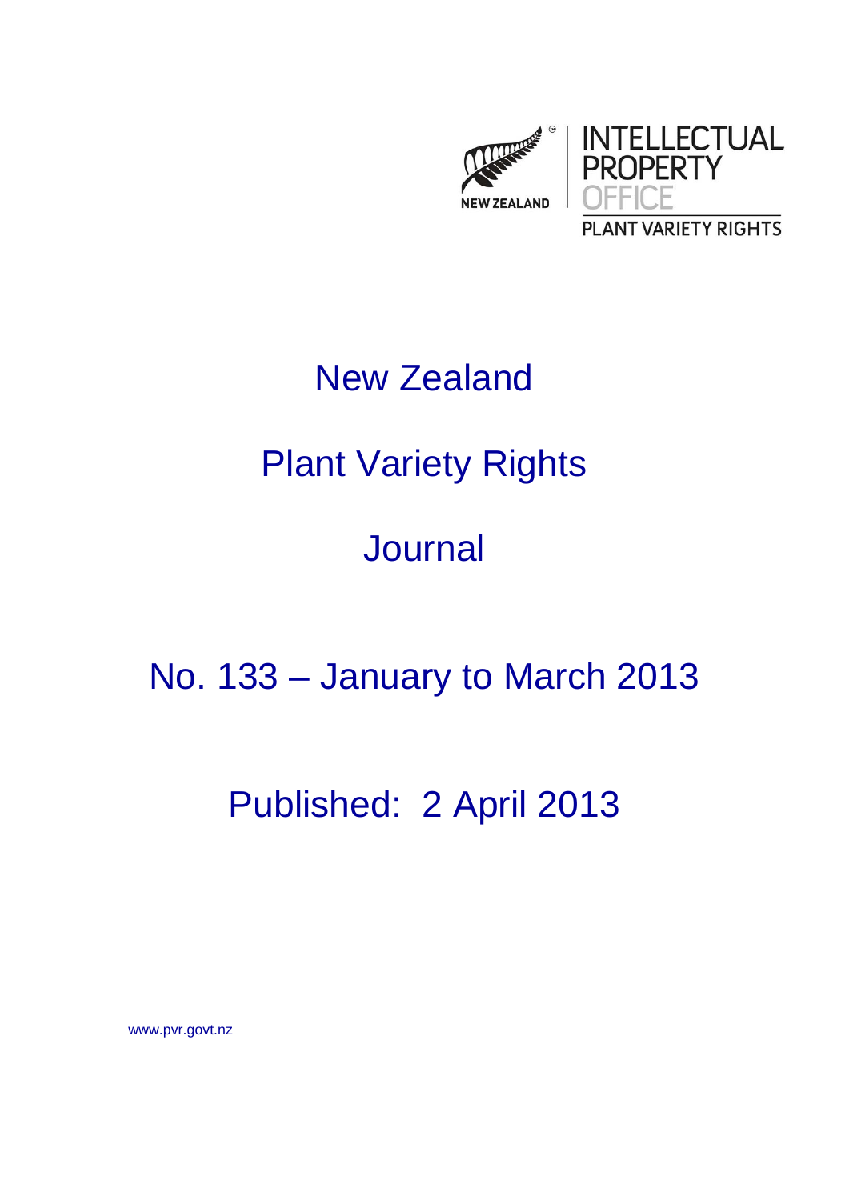NEW ZEALAND

INTELLECTUAL PROPERTY OFFICE

PLANT VARIETY RIGHTS

# New Zealand

# Plant Variety Rights

# Journal

## No. 133 – January to March 2013

## Published: 2 April 2013

www.pvr.govt.nz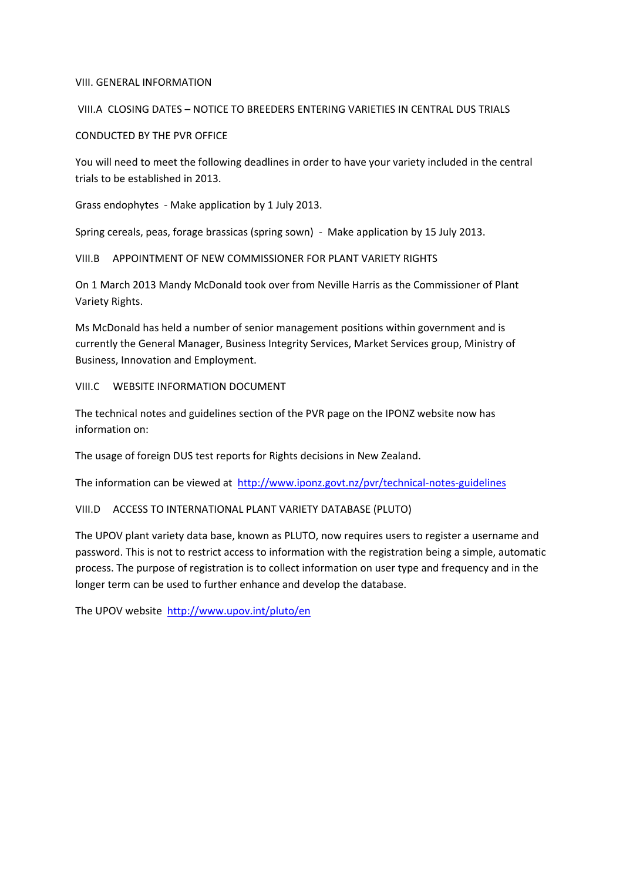## VIII. GENERAL INFORMATION

### VIII.A CLOSING DATES – NOTICE TO BREEDERS ENTERING VARIETIES IN CENTRAL DUS TRIALS CONDUCTED BY THE PVR OFFICE

You will need to meet the following deadlines in order to have your variety included in the central trials to be established in 2013.

Grass endophytes - Make application by 1 July 2013.

Spring cereals, peas, forage brassicas (spring sown) - Make application by 15 July 2013.

### VIII.B APPOINTMENT OF NEW COMMISSIONER FOR PLANT VARIETY RIGHTS

On 1 March 2013 Mandy McDonald took over from Neville Harris as the Commissioner of Plant Variety Rights.

Ms McDonald has held a number of senior management positions within government and is currently the General Manager, Business Integrity Services, Market Services group, Ministry of Business, Innovation and Employment.

### VIII.C WEBSITE INFORMATION DOCUMENT

The technical notes and guidelines section of the PVR page on the IPONZ website now has information on:

The usage of foreign DUS test reports for Rights decisions in New Zealand.

The information can be viewed at http://www.iponz.govt.nz/pvr/technical-notes-guidelines

### VIII.D ACCESS TO INTERNATIONAL PLANT VARIETY DATABASE (PLUTO)

The UPOV plant variety data base, known as PLUTO, now requires users to register a username and password. This is not to restrict access to information with the registration being a simple, automatic process. The purpose of registration is to collect information on user type and frequency and in the longer term can be used to further enhance and develop the database.

The UPOV website http://www.upov.int/pluto/en